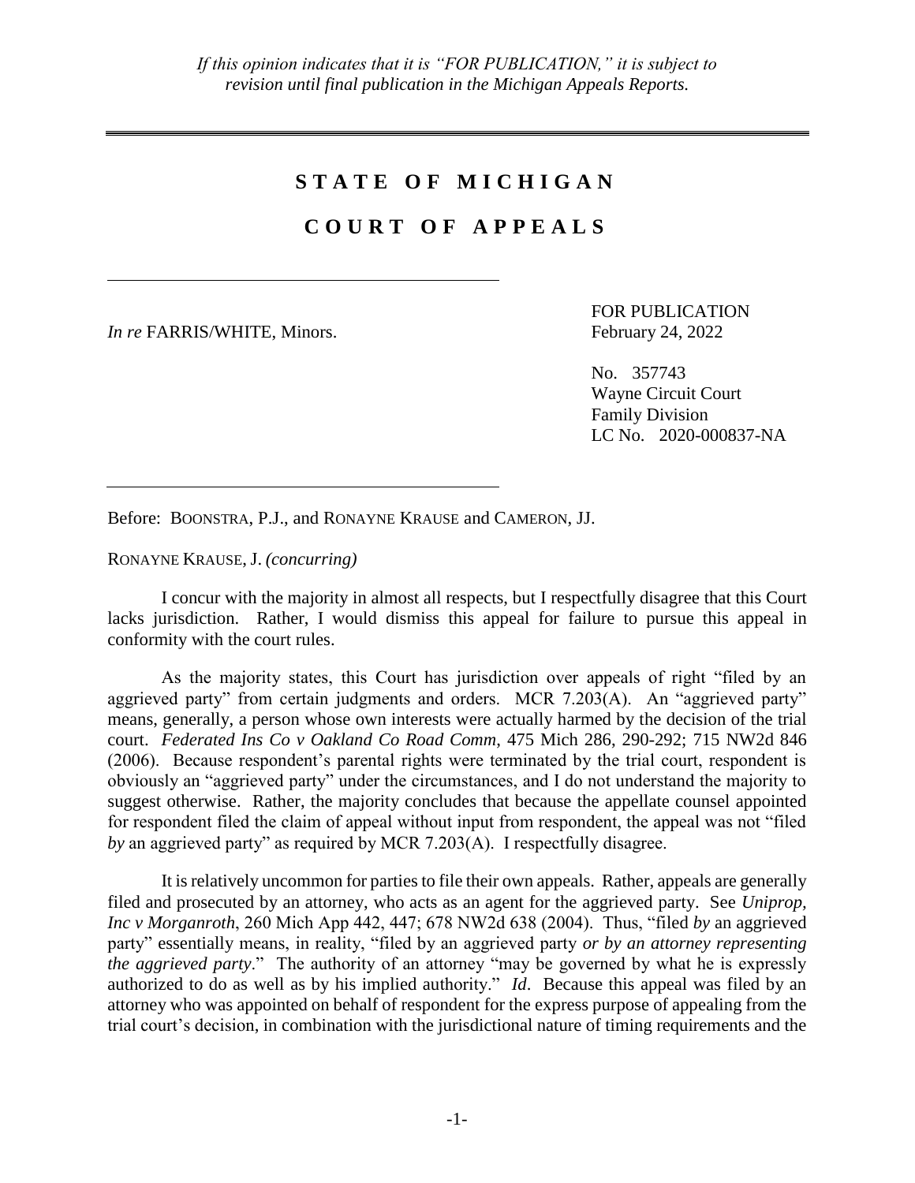*If this opinion indicates that it is "FOR PUBLICATION," it is subject to revision until final publication in the Michigan Appeals Reports.*

---

# STATE OF MICHIGAN

# COURT OF APPEALS

---

*In re* FARRIS/WHITE, Minors.

FOR PUBLICATION
February 24, 2022

No. 357743
Wayne Circuit Court
Family Division
LC No. 2020-000837-NA

---

Before: BOONSTRA, P.J., and RONAYNE KRAUSE and CAMERON, JJ.

RONAYNE KRAUSE, J. *(concurring)*

I concur with the majority in almost all respects, but I respectfully disagree that this Court lacks jurisdiction. Rather, I would dismiss this appeal for failure to pursue this appeal in conformity with the court rules.

As the majority states, this Court has jurisdiction over appeals of right "filed by an aggrieved party" from certain judgments and orders. MCR 7.203(A). An "aggrieved party" means, generally, a person whose own interests were actually harmed by the decision of the trial court. *Federated Ins Co v Oakland Co Road Comm*, 475 Mich 286, 290-292; 715 NW2d 846 (2006). Because respondent's parental rights were terminated by the trial court, respondent is obviously an "aggrieved party" under the circumstances, and I do not understand the majority to suggest otherwise. Rather, the majority concludes that because the appellate counsel appointed for respondent filed the claim of appeal without input from respondent, the appeal was not "filed *by* an aggrieved party" as required by MCR 7.203(A). I respectfully disagree.

It is relatively uncommon for parties to file their own appeals. Rather, appeals are generally filed and prosecuted by an attorney, who acts as an agent for the aggrieved party. See *Uniprop, Inc v Morganroth*, 260 Mich App 442, 447; 678 NW2d 638 (2004). Thus, "filed *by* an aggrieved party" essentially means, in reality, "filed by an aggrieved party *or by an attorney representing the aggrieved party*." The authority of an attorney "may be governed by what he is expressly authorized to do as well as by his implied authority." *Id*. Because this appeal was filed by an attorney who was appointed on behalf of respondent for the express purpose of appealing from the trial court's decision, in combination with the jurisdictional nature of timing requirements and the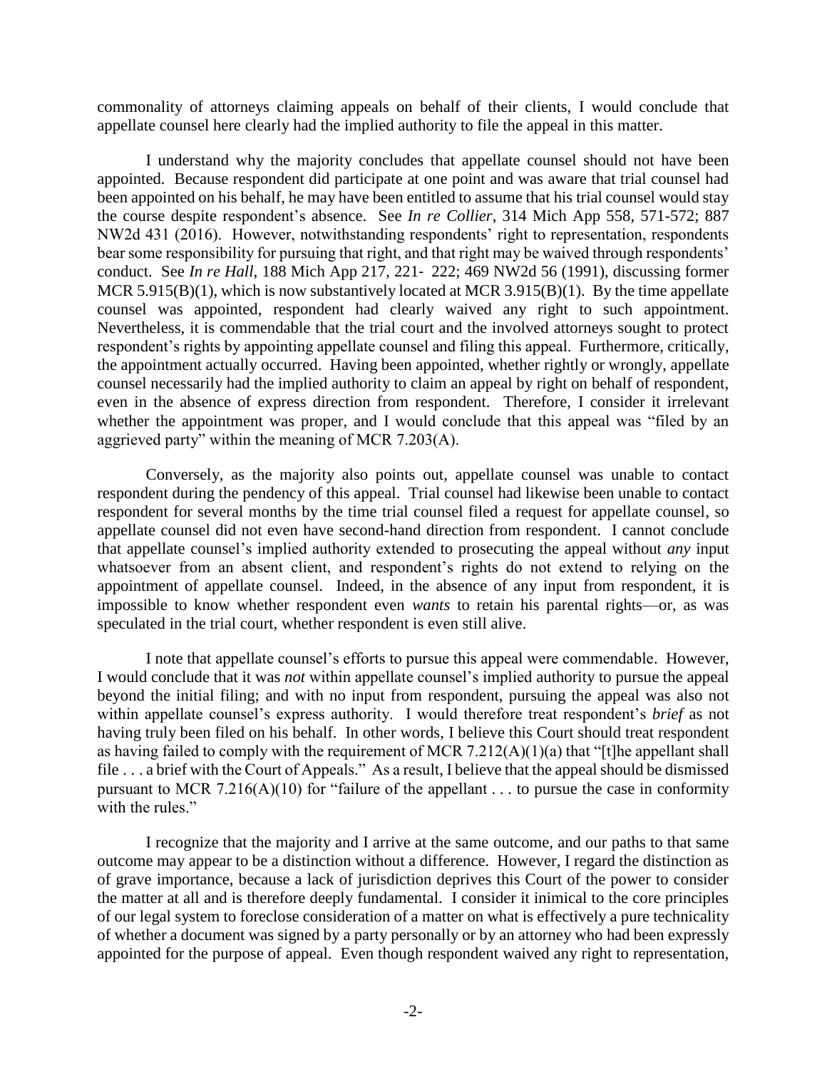commonality of attorneys claiming appeals on behalf of their clients, I would conclude that appellate counsel here clearly had the implied authority to file the appeal in this matter.

I understand why the majority concludes that appellate counsel should not have been appointed. Because respondent did participate at one point and was aware that trial counsel had been appointed on his behalf, he may have been entitled to assume that his trial counsel would stay the course despite respondent's absence. See *In re Collier*, 314 Mich App 558, 571-572; 887 NW2d 431 (2016). However, notwithstanding respondents' right to representation, respondents bear some responsibility for pursuing that right, and that right may be waived through respondents' conduct. See *In re Hall*, 188 Mich App 217, 221- 222; 469 NW2d 56 (1991), discussing former MCR 5.915(B)(1), which is now substantively located at MCR 3.915(B)(1). By the time appellate counsel was appointed, respondent had clearly waived any right to such appointment. Nevertheless, it is commendable that the trial court and the involved attorneys sought to protect respondent's rights by appointing appellate counsel and filing this appeal. Furthermore, critically, the appointment actually occurred. Having been appointed, whether rightly or wrongly, appellate counsel necessarily had the implied authority to claim an appeal by right on behalf of respondent, even in the absence of express direction from respondent. Therefore, I consider it irrelevant whether the appointment was proper, and I would conclude that this appeal was "filed by an aggrieved party" within the meaning of MCR 7.203(A).

Conversely, as the majority also points out, appellate counsel was unable to contact respondent during the pendency of this appeal. Trial counsel had likewise been unable to contact respondent for several months by the time trial counsel filed a request for appellate counsel, so appellate counsel did not even have second-hand direction from respondent. I cannot conclude that appellate counsel's implied authority extended to prosecuting the appeal without *any* input whatsoever from an absent client, and respondent's rights do not extend to relying on the appointment of appellate counsel. Indeed, in the absence of any input from respondent, it is impossible to know whether respondent even *wants* to retain his parental rights—or, as was speculated in the trial court, whether respondent is even still alive.

I note that appellate counsel's efforts to pursue this appeal were commendable. However, I would conclude that it was *not* within appellate counsel's implied authority to pursue the appeal beyond the initial filing; and with no input from respondent, pursuing the appeal was also not within appellate counsel's express authority. I would therefore treat respondent's *brief* as not having truly been filed on his behalf. In other words, I believe this Court should treat respondent as having failed to comply with the requirement of MCR 7.212(A)(1)(a) that "[t]he appellant shall file . . . a brief with the Court of Appeals." As a result, I believe that the appeal should be dismissed pursuant to MCR 7.216(A)(10) for "failure of the appellant . . . to pursue the case in conformity with the rules."

I recognize that the majority and I arrive at the same outcome, and our paths to that same outcome may appear to be a distinction without a difference. However, I regard the distinction as of grave importance, because a lack of jurisdiction deprives this Court of the power to consider the matter at all and is therefore deeply fundamental. I consider it inimical to the core principles of our legal system to foreclose consideration of a matter on what is effectively a pure technicality of whether a document was signed by a party personally or by an attorney who had been expressly appointed for the purpose of appeal. Even though respondent waived any right to representation,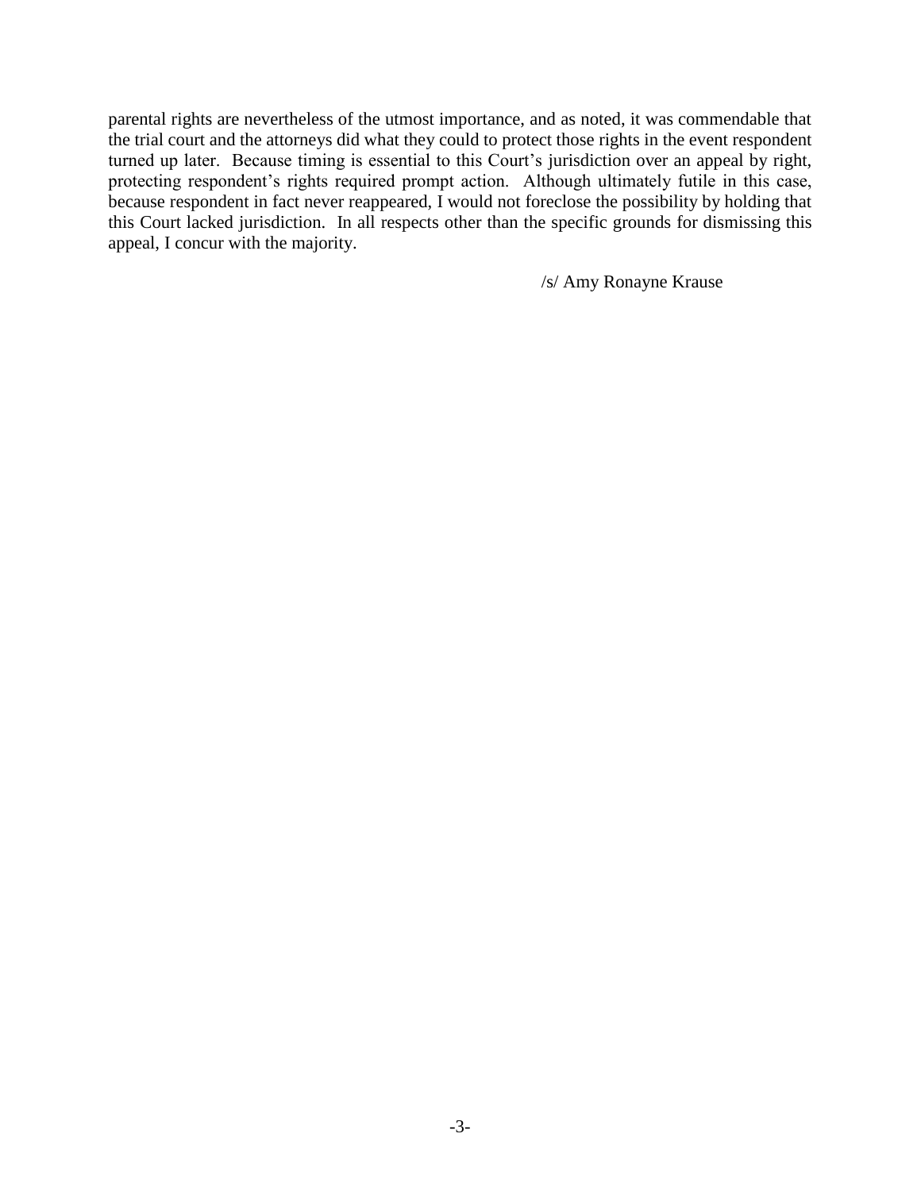parental rights are nevertheless of the utmost importance, and as noted, it was commendable that the trial court and the attorneys did what they could to protect those rights in the event respondent turned up later. Because timing is essential to this Court's jurisdiction over an appeal by right, protecting respondent's rights required prompt action. Although ultimately futile in this case, because respondent in fact never reappeared, I would not foreclose the possibility by holding that this Court lacked jurisdiction. In all respects other than the specific grounds for dismissing this appeal, I concur with the majority.

/s/ Amy Ronayne Krause